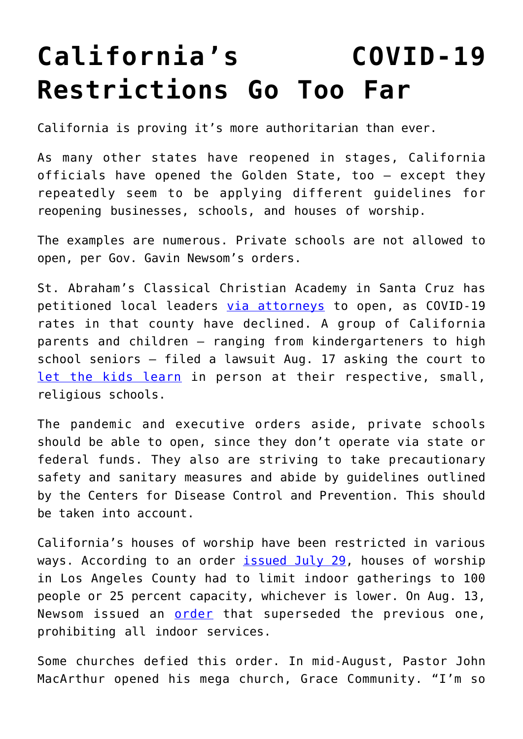# California's COVID-19 Restrictions Go Too Far

California is proving it's more authoritarian than ever.

As many other states have reopened in stages, California officials have opened the Golden State, too — except they repeatedly seem to be applying different guidelines for reopening businesses, schools, and houses of worship.

The examples are numerous. Private schools are not allowed to open, per Gov. Gavin Newsom's orders.

St. Abraham's Classical Christian Academy in Santa Cruz has petitioned local leaders [via attorneys](#) to open, as COVID-19 rates in that county have declined. A group of California parents and children — ranging from kindergarteners to high school seniors — filed a lawsuit Aug. 17 asking the court to [let the kids learn](#) in person at their respective, small, religious schools.

The pandemic and executive orders aside, private schools should be able to open, since they don't operate via state or federal funds. They also are striving to take precautionary safety and sanitary measures and abide by guidelines outlined by the Centers for Disease Control and Prevention. This should be taken into account.

California's houses of worship have been restricted in various ways. According to an order [issued July 29](#), houses of worship in Los Angeles County had to limit indoor gatherings to 100 people or 25 percent capacity, whichever is lower. On Aug. 13, Newsom issued an [order](#) that superseded the previous one, prohibiting all indoor services.

Some churches defied this order. In mid-August, Pastor John MacArthur opened his mega church, Grace Community. "I'm so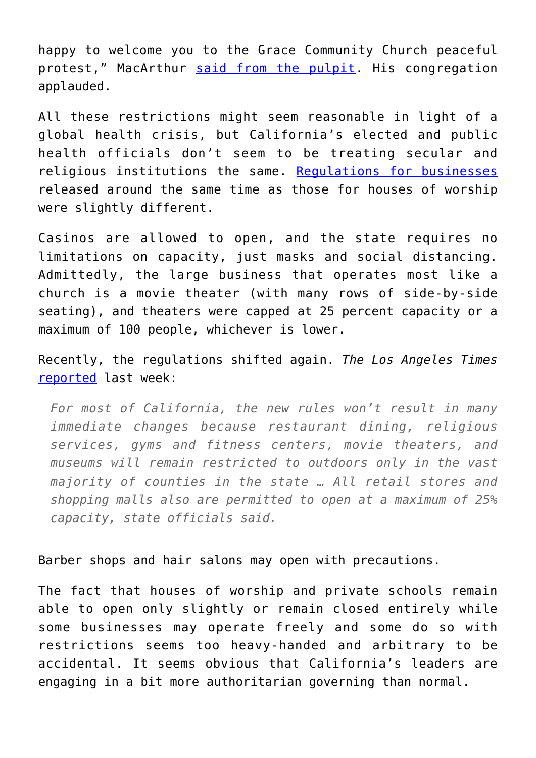happy to welcome you to the Grace Community Church peaceful protest," MacArthur [said from the pulpit](). His congregation applauded.

All these restrictions might seem reasonable in light of a global health crisis, but California's elected and public health officials don't seem to be treating secular and religious institutions the same. [Regulations for businesses]() released around the same time as those for houses of worship were slightly different.

Casinos are allowed to open, and the state requires no limitations on capacity, just masks and social distancing. Admittedly, the large business that operates most like a church is a movie theater (with many rows of side-by-side seating), and theaters were capped at 25 percent capacity or a maximum of 100 people, whichever is lower.

Recently, the regulations shifted again. *The Los Angeles Times* [reported]() last week:

> *For most of California, the new rules won't result in many immediate changes because restaurant dining, religious services, gyms and fitness centers, movie theaters, and museums will remain restricted to outdoors only in the vast majority of counties in the state … All retail stores and shopping malls also are permitted to open at a maximum of 25% capacity, state officials said.*

Barber shops and hair salons may open with precautions.

The fact that houses of worship and private schools remain able to open only slightly or remain closed entirely while some businesses may operate freely and some do so with restrictions seems too heavy-handed and arbitrary to be accidental. It seems obvious that California's leaders are engaging in a bit more authoritarian governing than normal.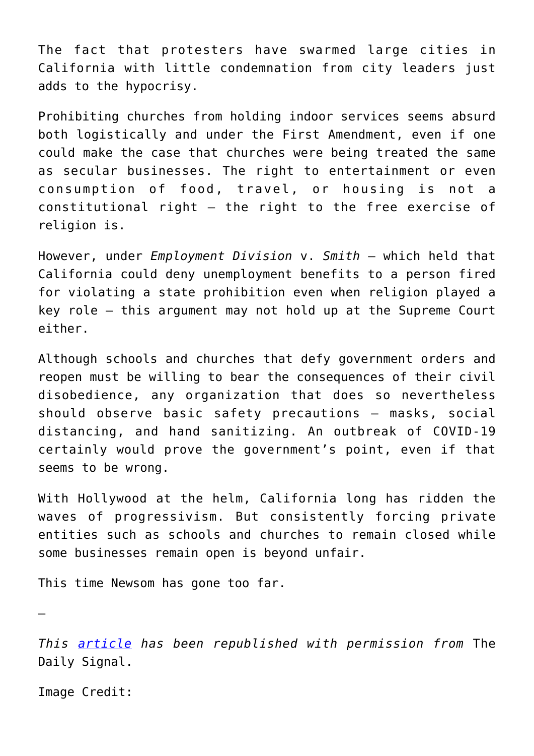The fact that protesters have swarmed large cities in California with little condemnation from city leaders just adds to the hypocrisy.

Prohibiting churches from holding indoor services seems absurd both logistically and under the First Amendment, even if one could make the case that churches were being treated the same as secular businesses. The right to entertainment or even consumption of food, travel, or housing is not a constitutional right – the right to the free exercise of religion is.

However, under *Employment Division* v. *Smith* – which held that California could deny unemployment benefits to a person fired for violating a state prohibition even when religion played a key role – this argument may not hold up at the Supreme Court either.

Although schools and churches that defy government orders and reopen must be willing to bear the consequences of their civil disobedience, any organization that does so nevertheless should observe basic safety precautions – masks, social distancing, and hand sanitizing. An outbreak of COVID-19 certainly would prove the government's point, even if that seems to be wrong.

With Hollywood at the helm, California long has ridden the waves of progressivism. But consistently forcing private entities such as schools and churches to remain closed while some businesses remain open is beyond unfair.

This time Newsom has gone too far.

—

*This [article](article) has been republished with permission from* The Daily Signal.

Image Credit: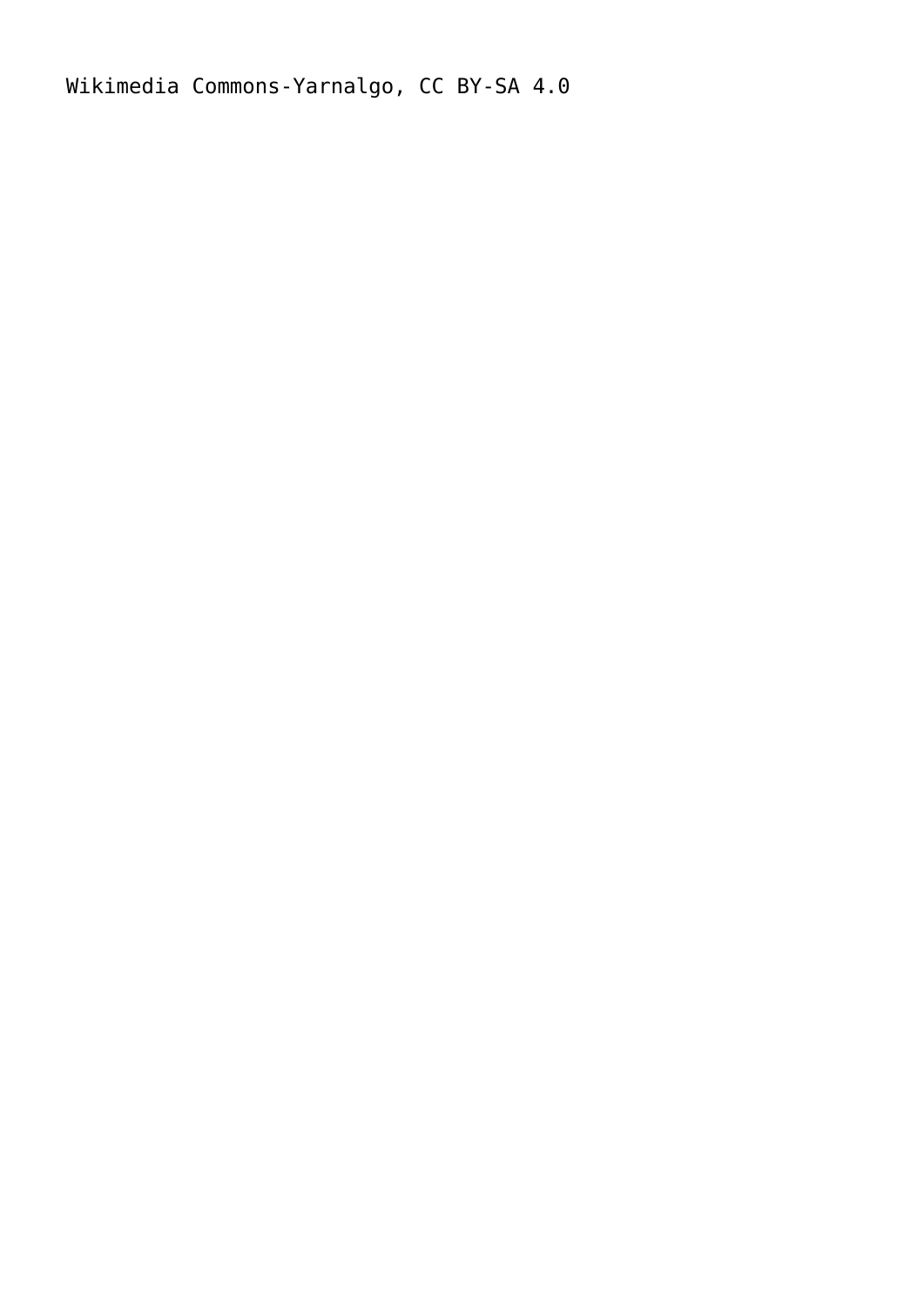Wikimedia Commons-Yarnalgo, CC BY-SA 4.0